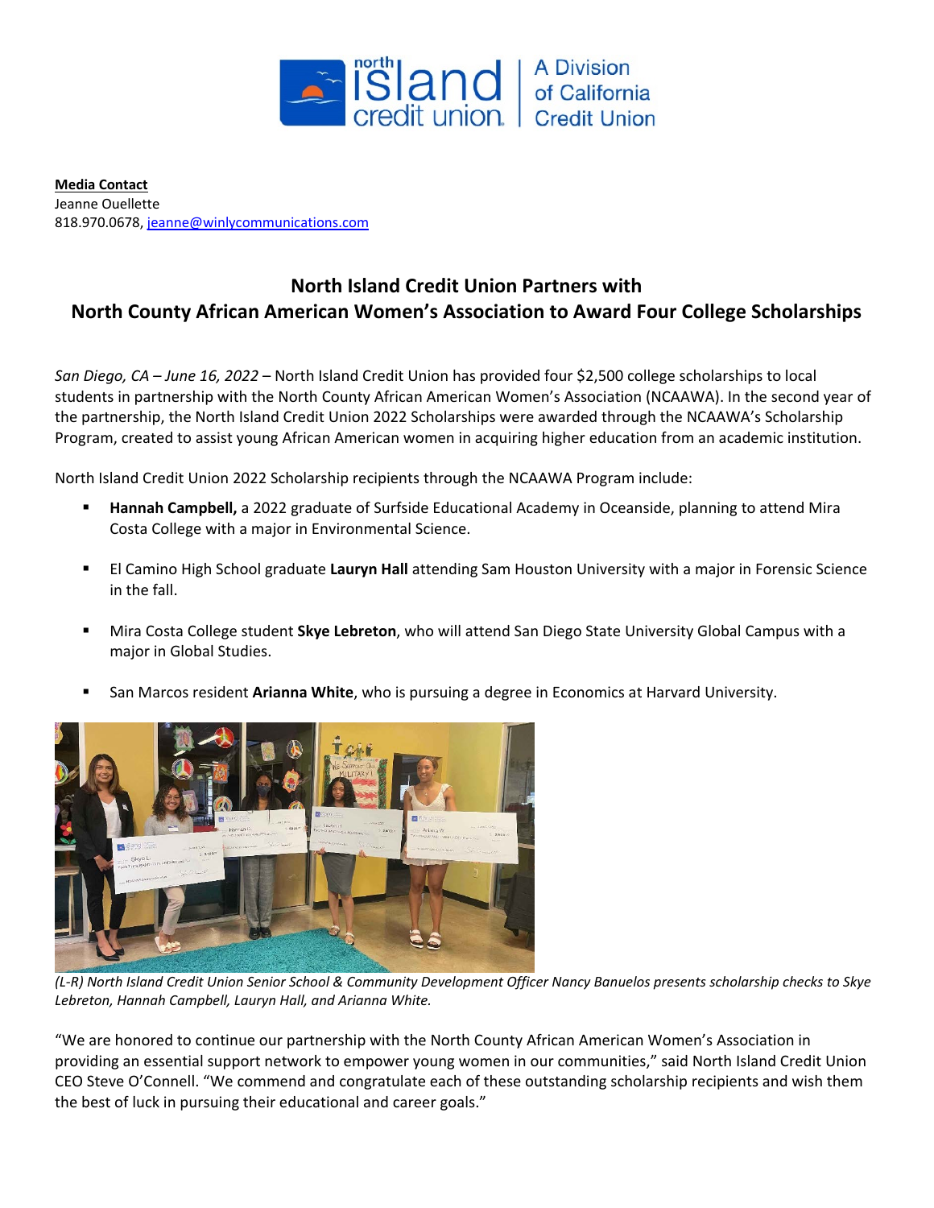**Media Contact**
Jeanne Ouellette
818.970.0678, jeanne@winlycommunications.com

## North Island Credit Union Partners with North County African American Women's Association to Award Four College Scholarships

*San Diego, CA – June 16, 2022* – North Island Credit Union has provided four $2,500 college scholarships to local students in partnership with the North County African American Women's Association (NCAAWA). In the second year of the partnership, the North Island Credit Union 2022 Scholarships were awarded through the NCAAWA's Scholarship Program, created to assist young African American women in acquiring higher education from an academic institution.

North Island Credit Union 2022 Scholarship recipients through the NCAAWA Program include:

- **Hannah Campbell,** a 2022 graduate of Surfside Educational Academy in Oceanside, planning to attend Mira Costa College with a major in Environmental Science.
- El Camino High School graduate **Lauryn Hall** attending Sam Houston University with a major in Forensic Science in the fall.
- Mira Costa College student **Skye Lebreton**, who will attend San Diego State University Global Campus with a major in Global Studies.
- San Marcos resident **Arianna White**, who is pursuing a degree in Economics at Harvard University.

*(L-R) North Island Credit Union Senior School & Community Development Officer Nancy Banuelos presents scholarship checks to Skye Lebreton, Hannah Campbell, Lauryn Hall, and Arianna White.*

"We are honored to continue our partnership with the North County African American Women's Association in providing an essential support network to empower young women in our communities," said North Island Credit Union CEO Steve O'Connell. "We commend and congratulate each of these outstanding scholarship recipients and wish them the best of luck in pursuing their educational and career goals."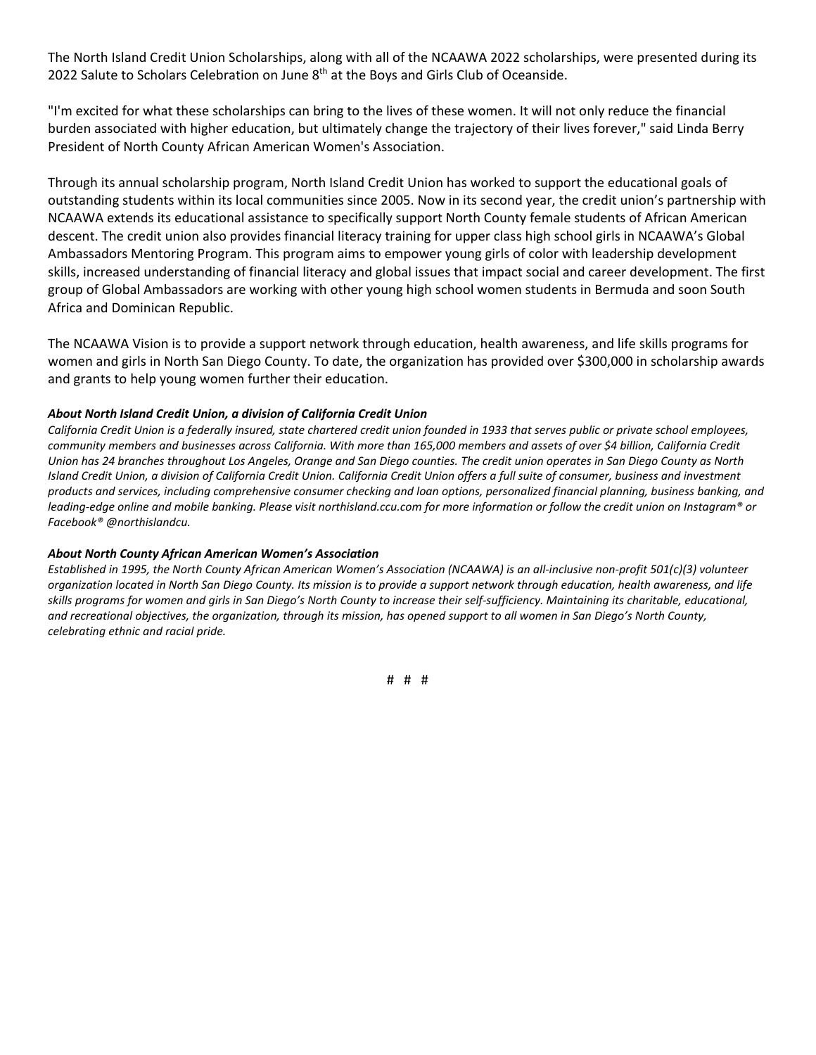The North Island Credit Union Scholarships, along with all of the NCAAWA 2022 scholarships, were presented during its 2022 Salute to Scholars Celebration on June 8th at the Boys and Girls Club of Oceanside.

"I'm excited for what these scholarships can bring to the lives of these women. It will not only reduce the financial burden associated with higher education, but ultimately change the trajectory of their lives forever," said Linda Berry President of North County African American Women's Association.

Through its annual scholarship program, North Island Credit Union has worked to support the educational goals of outstanding students within its local communities since 2005. Now in its second year, the credit union's partnership with NCAAWA extends its educational assistance to specifically support North County female students of African American descent. The credit union also provides financial literacy training for upper class high school girls in NCAAWA's Global Ambassadors Mentoring Program. This program aims to empower young girls of color with leadership development skills, increased understanding of financial literacy and global issues that impact social and career development. The first group of Global Ambassadors are working with other young high school women students in Bermuda and soon South Africa and Dominican Republic.

The NCAAWA Vision is to provide a support network through education, health awareness, and life skills programs for women and girls in North San Diego County. To date, the organization has provided over $300,000 in scholarship awards and grants to help young women further their education.

***About North Island Credit Union, a division of California Credit Union***

*California Credit Union is a federally insured, state chartered credit union founded in 1933 that serves public or private school employees, community members and businesses across California. With more than 165,000 members and assets of over $4 billion, California Credit Union has 24 branches throughout Los Angeles, Orange and San Diego counties. The credit union operates in San Diego County as North Island Credit Union, a division of California Credit Union. California Credit Union offers a full suite of consumer, business and investment products and services, including comprehensive consumer checking and loan options, personalized financial planning, business banking, and leading-edge online and mobile banking. Please visit northisland.ccu.com for more information or follow the credit union on Instagram® or Facebook® @northislandcu.*

***About North County African American Women's Association***

*Established in 1995, the North County African American Women's Association (NCAAWA) is an all-inclusive non-profit 501(c)(3) volunteer organization located in North San Diego County. Its mission is to provide a support network through education, health awareness, and life skills programs for women and girls in San Diego's North County to increase their self-sufficiency. Maintaining its charitable, educational, and recreational objectives, the organization, through its mission, has opened support to all women in San Diego's North County, celebrating ethnic and racial pride.*

# # #